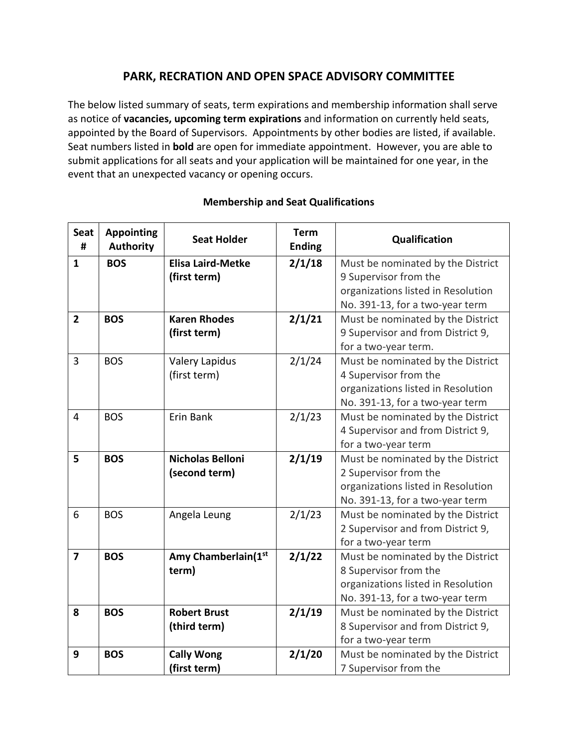# PARK, RECREATION AND OPEN SPACE ADVISORY COMMITTEE

The below listed summary of seats, term expirations and membership information shall serve as notice of **vacancies, upcoming term expirations** and information on currently held seats, appointed by the Board of Supervisors. Appointments by other bodies are listed, if available. Seat numbers listed in **bold** are open for immediate appointment. However, you are able to submit applications for all seats and your application will be maintained for one year, in the event that an unexpected vacancy or opening occurs.

**Membership and Seat Qualifications**

| Seat # | Appointing Authority | Seat Holder | Term Ending | Qualification |
|---|---|---|---|---|
| **1** | **BOS** | **Elisa Laird-Metke (first term)** | **2/1/18** | Must be nominated by the District 9 Supervisor from the organizations listed in Resolution No. 391-13, for a two-year term |
| **2** | **BOS** | **Karen Rhodes (first term)** | **2/1/21** | Must be nominated by the District 9 Supervisor and from District 9, for a two-year term. |
| 3 | BOS | Valery Lapidus (first term) | 2/1/24 | Must be nominated by the District 4 Supervisor from the organizations listed in Resolution No. 391-13, for a two-year term |
| 4 | BOS | Erin Bank | 2/1/23 | Must be nominated by the District 4 Supervisor and from District 9, for a two-year term |
| **5** | **BOS** | **Nicholas Belloni (second term)** | **2/1/19** | Must be nominated by the District 2 Supervisor from the organizations listed in Resolution No. 391-13, for a two-year term |
| 6 | BOS | Angela Leung | 2/1/23 | Must be nominated by the District 2 Supervisor and from District 9, for a two-year term |
| **7** | **BOS** | **Amy Chamberlain(1st term)** | **2/1/22** | Must be nominated by the District 8 Supervisor from the organizations listed in Resolution No. 391-13, for a two-year term |
| **8** | **BOS** | **Robert Brust (third term)** | **2/1/19** | Must be nominated by the District 8 Supervisor and from District 9, for a two-year term |
| **9** | **BOS** | **Cally Wong (first term)** | **2/1/20** | Must be nominated by the District 7 Supervisor from the |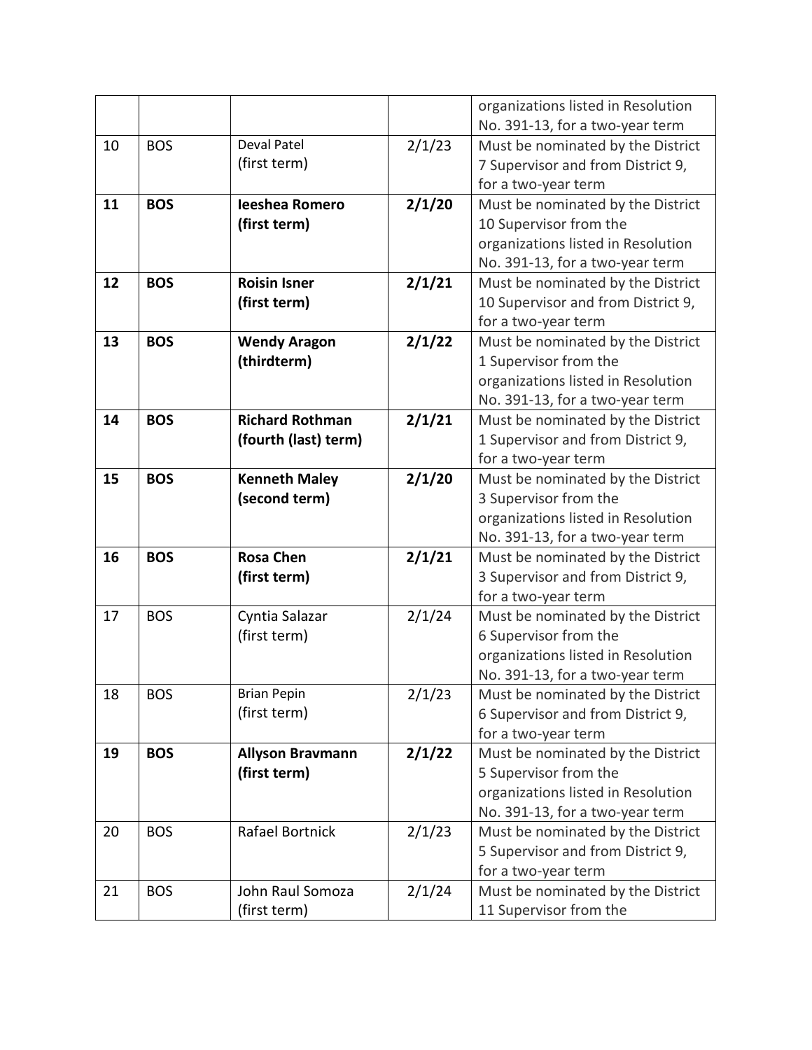| | | | | |
|---|---|---|---|---|
| | | | | organizations listed in Resolution No. 391-13, for a two-year term |
| 10 | BOS | Deval Patel (first term) | 2/1/23 | Must be nominated by the District 7 Supervisor and from District 9, for a two-year term |
| **11** | **BOS** | **Ieeshea Romero (first term)** | **2/1/20** | Must be nominated by the District 10 Supervisor from the organizations listed in Resolution No. 391-13, for a two-year term |
| **12** | **BOS** | **Roisin Isner (first term)** | **2/1/21** | Must be nominated by the District 10 Supervisor and from District 9, for a two-year term |
| **13** | **BOS** | **Wendy Aragon (thirdterm)** | **2/1/22** | Must be nominated by the District 1 Supervisor from the organizations listed in Resolution No. 391-13, for a two-year term |
| **14** | **BOS** | **Richard Rothman (fourth (last) term)** | **2/1/21** | Must be nominated by the District 1 Supervisor and from District 9, for a two-year term |
| **15** | **BOS** | **Kenneth Maley (second term)** | **2/1/20** | Must be nominated by the District 3 Supervisor from the organizations listed in Resolution No. 391-13, for a two-year term |
| **16** | **BOS** | **Rosa Chen (first term)** | **2/1/21** | Must be nominated by the District 3 Supervisor and from District 9, for a two-year term |
| 17 | BOS | Cyntia Salazar (first term) | 2/1/24 | Must be nominated by the District 6 Supervisor from the organizations listed in Resolution No. 391-13, for a two-year term |
| 18 | BOS | Brian Pepin (first term) | 2/1/23 | Must be nominated by the District 6 Supervisor and from District 9, for a two-year term |
| **19** | **BOS** | **Allyson Bravmann (first term)** | **2/1/22** | Must be nominated by the District 5 Supervisor from the organizations listed in Resolution No. 391-13, for a two-year term |
| 20 | BOS | Rafael Bortnick | 2/1/23 | Must be nominated by the District 5 Supervisor and from District 9, for a two-year term |
| 21 | BOS | John Raul Somoza (first term) | 2/1/24 | Must be nominated by the District 11 Supervisor from the |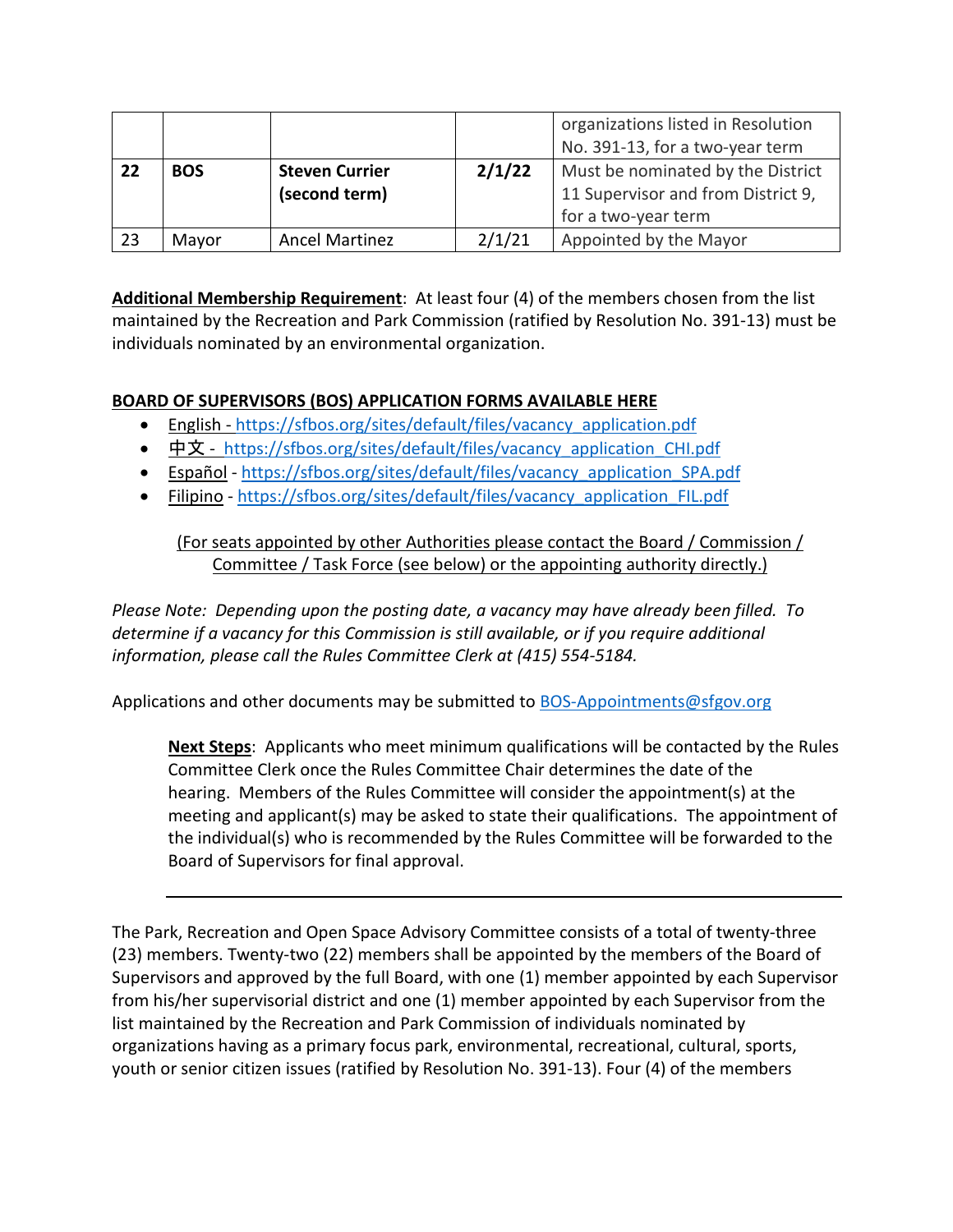|  |  |  |  | organizations listed in Resolution No. 391-13, for a two-year term |
|---|---|---|---|---|
| **22** | **BOS** | **Steven Currier (second term)** | **2/1/22** | Must be nominated by the District 11 Supervisor and from District 9, for a two-year term |
| 23 | Mayor | Ancel Martinez | 2/1/21 | Appointed by the Mayor |

**Additional Membership Requirement**: At least four (4) of the members chosen from the list maintained by the Recreation and Park Commission (ratified by Resolution No. 391-13) must be individuals nominated by an environmental organization.

**BOARD OF SUPERVISORS (BOS) APPLICATION FORMS AVAILABLE HERE**

- English - https://sfbos.org/sites/default/files/vacancy_application.pdf
- 中文 - https://sfbos.org/sites/default/files/vacancy_application_CHI.pdf
- Español - https://sfbos.org/sites/default/files/vacancy_application_SPA.pdf
- Filipino - https://sfbos.org/sites/default/files/vacancy_application_FIL.pdf

(For seats appointed by other Authorities please contact the Board / Commission / Committee / Task Force (see below) or the appointing authority directly.)

*Please Note: Depending upon the posting date, a vacancy may have already been filled. To determine if a vacancy for this Commission is still available, or if you require additional information, please call the Rules Committee Clerk at (415) 554-5184.*

Applications and other documents may be submitted to BOS-Appointments@sfgov.org

**Next Steps**: Applicants who meet minimum qualifications will be contacted by the Rules Committee Clerk once the Rules Committee Chair determines the date of the hearing. Members of the Rules Committee will consider the appointment(s) at the meeting and applicant(s) may be asked to state their qualifications. The appointment of the individual(s) who is recommended by the Rules Committee will be forwarded to the Board of Supervisors for final approval.

---

The Park, Recreation and Open Space Advisory Committee consists of a total of twenty-three (23) members. Twenty-two (22) members shall be appointed by the members of the Board of Supervisors and approved by the full Board, with one (1) member appointed by each Supervisor from his/her supervisorial district and one (1) member appointed by each Supervisor from the list maintained by the Recreation and Park Commission of individuals nominated by organizations having as a primary focus park, environmental, recreational, cultural, sports, youth or senior citizen issues (ratified by Resolution No. 391-13). Four (4) of the members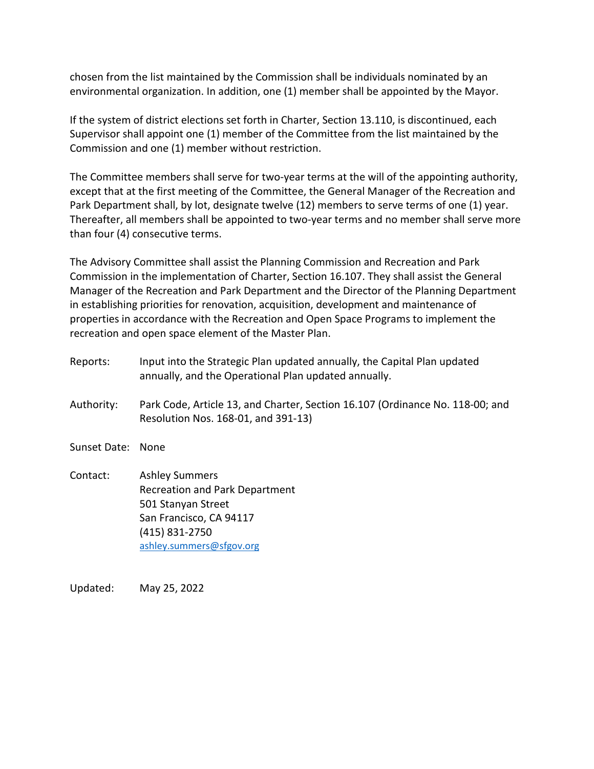chosen from the list maintained by the Commission shall be individuals nominated by an environmental organization. In addition, one (1) member shall be appointed by the Mayor.

If the system of district elections set forth in Charter, Section 13.110, is discontinued, each Supervisor shall appoint one (1) member of the Committee from the list maintained by the Commission and one (1) member without restriction.

The Committee members shall serve for two-year terms at the will of the appointing authority, except that at the first meeting of the Committee, the General Manager of the Recreation and Park Department shall, by lot, designate twelve (12) members to serve terms of one (1) year. Thereafter, all members shall be appointed to two-year terms and no member shall serve more than four (4) consecutive terms.

The Advisory Committee shall assist the Planning Commission and Recreation and Park Commission in the implementation of Charter, Section 16.107. They shall assist the General Manager of the Recreation and Park Department and the Director of the Planning Department in establishing priorities for renovation, acquisition, development and maintenance of properties in accordance with the Recreation and Open Space Programs to implement the recreation and open space element of the Master Plan.

Reports: Input into the Strategic Plan updated annually, the Capital Plan updated annually, and the Operational Plan updated annually.

Authority: Park Code, Article 13, and Charter, Section 16.107 (Ordinance No. 118-00; and Resolution Nos. 168-01, and 391-13)

Sunset Date: None

Contact: Ashley Summers
Recreation and Park Department
501 Stanyan Street
San Francisco, CA 94117
(415) 831-2750
ashley.summers@sfgov.org

Updated: May 25, 2022